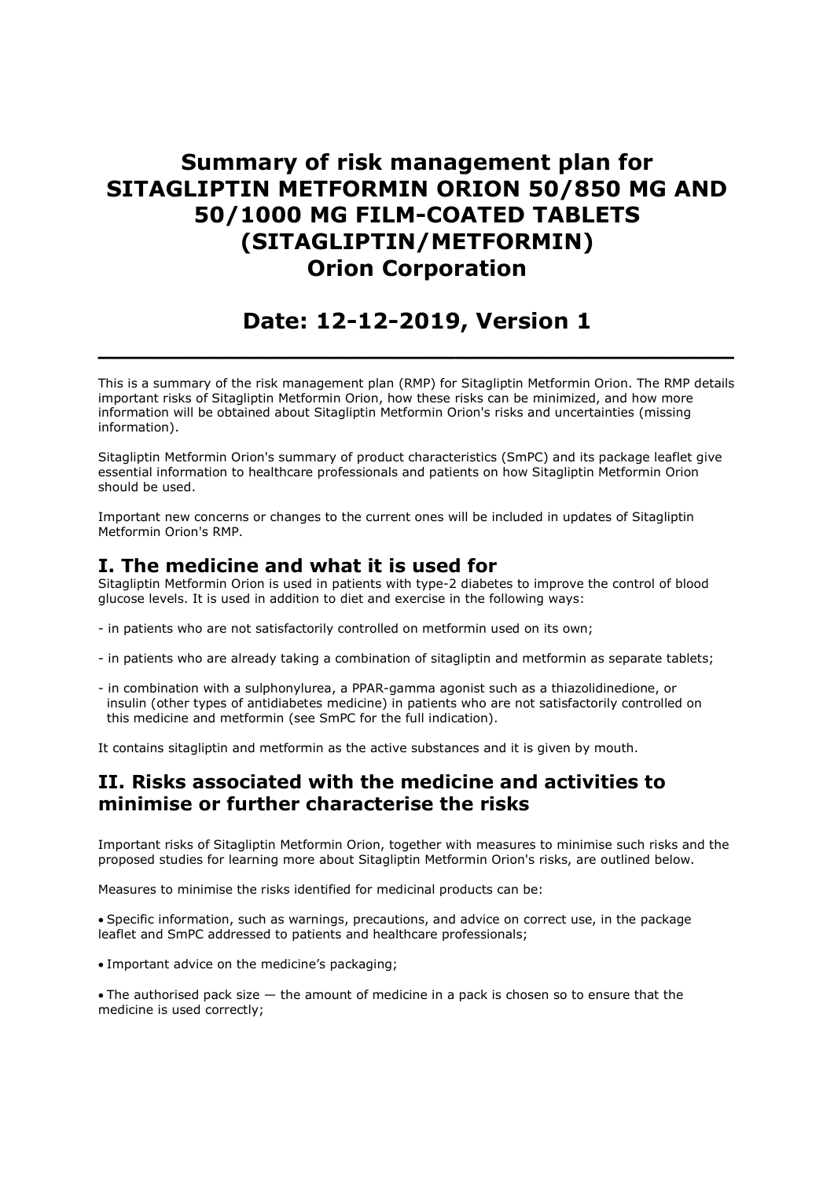# Summary of risk management plan for SITAGLIPTIN METFORMIN ORION 50/850 MG AND 50/1000 MG FILM-COATED TABLETS (SITAGLIPTIN/METFORMIN) Orion Corporation

## Date: 12-12-2019, Version 1

---

This is a summary of the risk management plan (RMP) for Sitagliptin Metformin Orion. The RMP details important risks of Sitagliptin Metformin Orion, how these risks can be minimized, and how more information will be obtained about Sitagliptin Metformin Orion's risks and uncertainties (missing information).

Sitagliptin Metformin Orion's summary of product characteristics (SmPC) and its package leaflet give essential information to healthcare professionals and patients on how Sitagliptin Metformin Orion should be used.

Important new concerns or changes to the current ones will be included in updates of Sitagliptin Metformin Orion's RMP.

## I. The medicine and what it is used for

Sitagliptin Metformin Orion is used in patients with type-2 diabetes to improve the control of blood glucose levels. It is used in addition to diet and exercise in the following ways:

- in patients who are not satisfactorily controlled on metformin used on its own;

- in patients who are already taking a combination of sitagliptin and metformin as separate tablets;

- in combination with a sulphonylurea, a PPAR-gamma agonist such as a thiazolidinedione, or insulin (other types of antidiabetes medicine) in patients who are not satisfactorily controlled on this medicine and metformin (see SmPC for the full indication).

It contains sitagliptin and metformin as the active substances and it is given by mouth.

## II. Risks associated with the medicine and activities to minimise or further characterise the risks

Important risks of Sitagliptin Metformin Orion, together with measures to minimise such risks and the proposed studies for learning more about Sitagliptin Metformin Orion's risks, are outlined below.

Measures to minimise the risks identified for medicinal products can be:

- Specific information, such as warnings, precautions, and advice on correct use, in the package leaflet and SmPC addressed to patients and healthcare professionals;

- Important advice on the medicine's packaging;

- The authorised pack size — the amount of medicine in a pack is chosen so to ensure that the medicine is used correctly;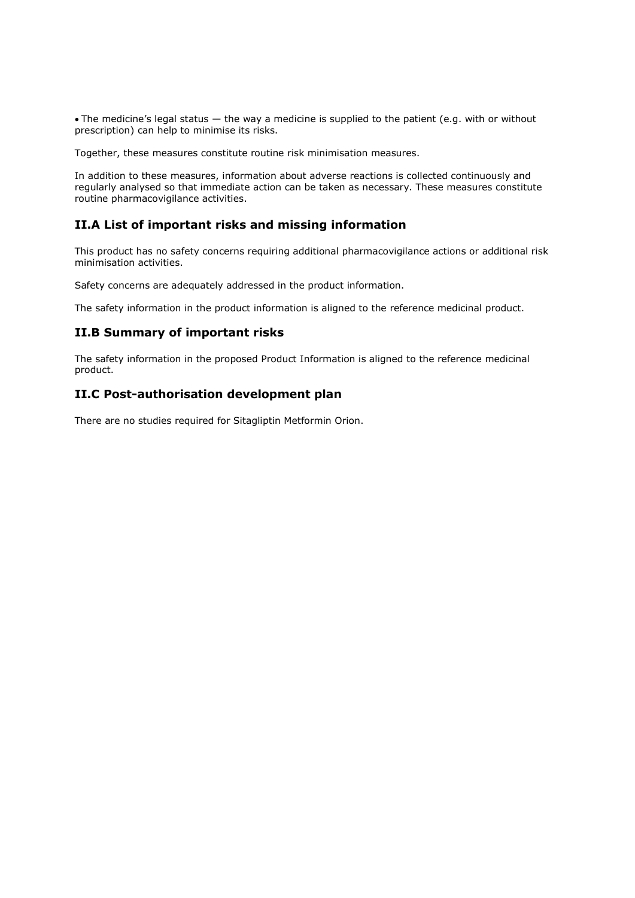- The medicine's legal status — the way a medicine is supplied to the patient (e.g. with or without prescription) can help to minimise its risks.

Together, these measures constitute routine risk minimisation measures.

In addition to these measures, information about adverse reactions is collected continuously and regularly analysed so that immediate action can be taken as necessary. These measures constitute routine pharmacovigilance activities.

## II.A List of important risks and missing information

This product has no safety concerns requiring additional pharmacovigilance actions or additional risk minimisation activities.

Safety concerns are adequately addressed in the product information.

The safety information in the product information is aligned to the reference medicinal product.

## II.B Summary of important risks

The safety information in the proposed Product Information is aligned to the reference medicinal product.

## II.C Post-authorisation development plan

There are no studies required for Sitagliptin Metformin Orion.